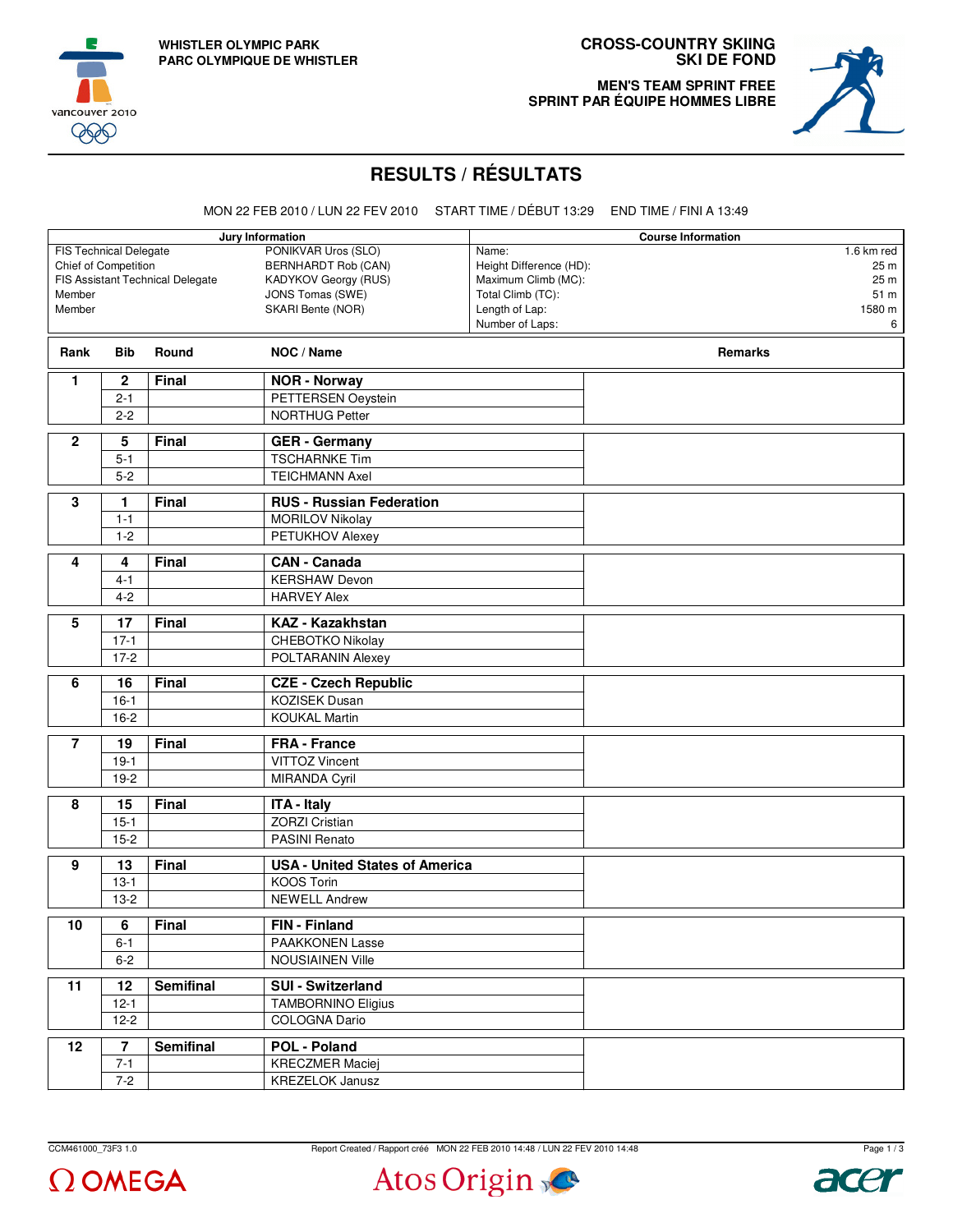WHISTLER OLYMPIC PARK
PARC OLYMPIQUE DE WHISTLER

# CROSS-COUNTRY SKIING
# SKI DE FOND

## MEN'S TEAM SPRINT FREE
## SPRINT PAR ÉQUIPE HOMMES LIBRE

# RESULTS / RÉSULTATS

MON 22 FEB 2010 / LUN 22 FEV 2010 START TIME / DÉBUT 13:29 END TIME / FINI A 13:49

| Jury Information | |
|---|---|
| FIS Technical Delegate | PONIKVAR Uros (SLO) |
| Chief of Competition | BERNHARDT Rob (CAN) |
| FIS Assistant Technical Delegate | KADYKOV Georgy (RUS) |
| Member | JONS Tomas (SWE) |
| Member | SKARI Bente (NOR) |

| Course Information | |
|---|---|
| Name: | 1.6 km red |
| Height Difference (HD): | 25 m |
| Maximum Climb (MC): | 25 m |
| Total Climb (TC): | 51 m |
| Length of Lap: | 1580 m |
| Number of Laps: | 6 |

| Rank | Bib | Round | NOC / Name | Remarks |
|---|---|---|---|---|
| 1 | 2 | Final | **NOR - Norway** | |
| | 2-1 | | PETTERSEN Oeystein | |
| | 2-2 | | NORTHUG Petter | |
| 2 | 5 | Final | **GER - Germany** | |
| | 5-1 | | TSCHARNKE Tim | |
| | 5-2 | | TEICHMANN Axel | |
| 3 | 1 | Final | **RUS - Russian Federation** | |
| | 1-1 | | MORILOV Nikolay | |
| | 1-2 | | PETUKHOV Alexey | |
| 4 | 4 | Final | **CAN - Canada** | |
| | 4-1 | | KERSHAW Devon | |
| | 4-2 | | HARVEY Alex | |
| 5 | 17 | Final | **KAZ - Kazakhstan** | |
| | 17-1 | | CHEBOTKO Nikolay | |
| | 17-2 | | POLTARANIN Alexey | |
| 6 | 16 | Final | **CZE - Czech Republic** | |
| | 16-1 | | KOZISEK Dusan | |
| | 16-2 | | KOUKAL Martin | |
| 7 | 19 | Final | **FRA - France** | |
| | 19-1 | | VITTOZ Vincent | |
| | 19-2 | | MIRANDA Cyril | |
| 8 | 15 | Final | **ITA - Italy** | |
| | 15-1 | | ZORZI Cristian | |
| | 15-2 | | PASINI Renato | |
| 9 | 13 | Final | **USA - United States of America** | |
| | 13-1 | | KOOS Torin | |
| | 13-2 | | NEWELL Andrew | |
| 10 | 6 | Final | **FIN - Finland** | |
| | 6-1 | | PAAKKONEN Lasse | |
| | 6-2 | | NOUSIAINEN Ville | |
| 11 | 12 | Semifinal | **SUI - Switzerland** | |
| | 12-1 | | TAMBORNINO Eligius | |
| | 12-2 | | COLOGNA Dario | |
| 12 | 7 | Semifinal | **POL - Poland** | |
| | 7-1 | | KRECZMER Maciej | |
| | 7-2 | | KREZELOK Janusz | |

CCM461000_73F3 1.0 Report Created / Rapport créé MON 22 FEB 2010 14:48 / LUN 22 FEV 2010 14:48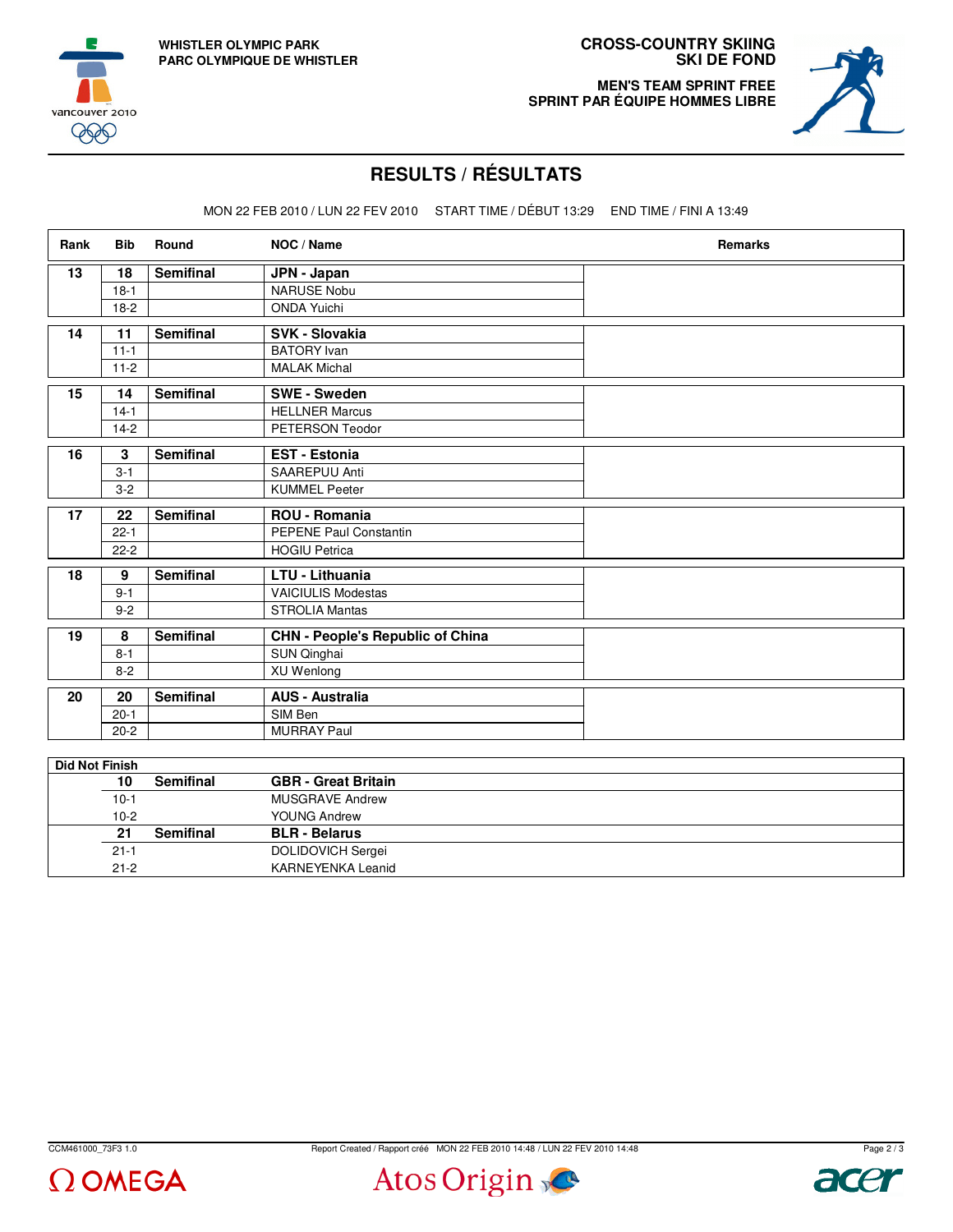WHISTLER OLYMPIC PARK
PARC OLYMPIQUE DE WHISTLER

CROSS-COUNTRY SKIING
SKI DE FOND

MEN'S TEAM SPRINT FREE
SPRINT PAR ÉQUIPE HOMMES LIBRE

# RESULTS / RÉSULTATS

MON 22 FEB 2010 / LUN 22 FEV 2010 START TIME / DÉBUT 13:29 END TIME / FINI A 13:49

| Rank | Bib | Round | NOC / Name | Remarks |
|---|---|---|---|---|
| 13 | 18 | Semifinal | **JPN - Japan** | |
| | 18-1 | | NARUSE Nobu | |
| | 18-2 | | ONDA Yuichi | |
| 14 | 11 | Semifinal | **SVK - Slovakia** | |
| | 11-1 | | BATORY Ivan | |
| | 11-2 | | MALAK Michal | |
| 15 | 14 | Semifinal | **SWE - Sweden** | |
| | 14-1 | | HELLNER Marcus | |
| | 14-2 | | PETERSON Teodor | |
| 16 | 3 | Semifinal | **EST - Estonia** | |
| | 3-1 | | SAAREPUU Anti | |
| | 3-2 | | KUMMEL Peeter | |
| 17 | 22 | Semifinal | **ROU - Romania** | |
| | 22-1 | | PEPENE Paul Constantin | |
| | 22-2 | | HOGIU Petrica | |
| 18 | 9 | Semifinal | **LTU - Lithuania** | |
| | 9-1 | | VAICIULIS Modestas | |
| | 9-2 | | STROLIA Mantas | |
| 19 | 8 | Semifinal | **CHN - People's Republic of China** | |
| | 8-1 | | SUN Qinghai | |
| | 8-2 | | XU Wenlong | |
| 20 | 20 | Semifinal | **AUS - Australia** | |
| | 20-1 | | SIM Ben | |
| | 20-2 | | MURRAY Paul | |

**Did Not Finish**

| Bib | Round | NOC / Name |
|---|---|---|
| 10 | Semifinal | **GBR - Great Britain** |
| 10-1 | | MUSGRAVE Andrew |
| 10-2 | | YOUNG Andrew |
| 21 | Semifinal | **BLR - Belarus** |
| 21-1 | | DOLIDOVICH Sergei |
| 21-2 | | KARNEYENKA Leanid |

CCM461000_73F3 1.0 Report Created / Rapport créé MON 22 FEB 2010 14:48 / LUN 22 FEV 2010 14:48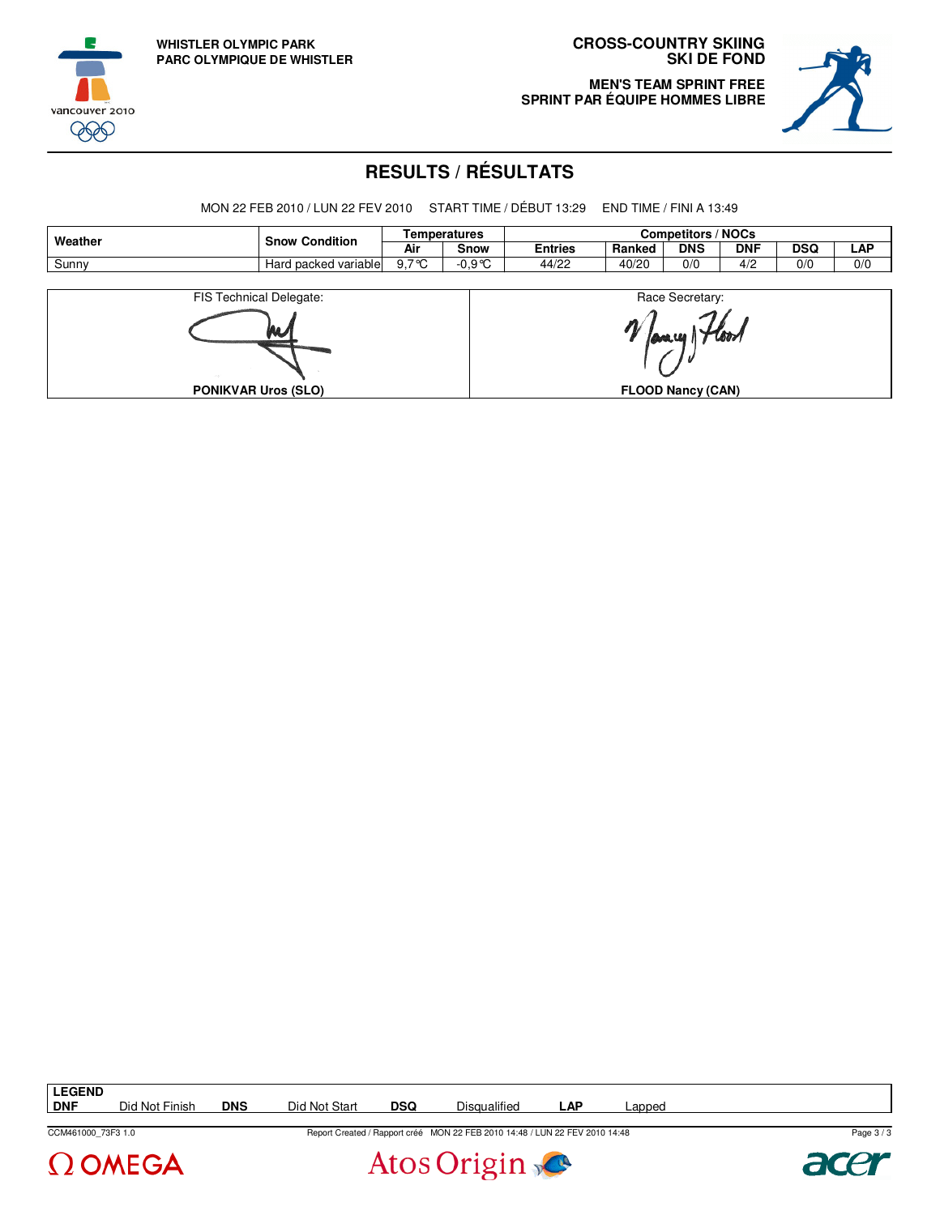WHISTLER OLYMPIC PARK
PARC OLYMPIQUE DE WHISTLER

CROSS-COUNTRY SKIING
SKI DE FOND

MEN'S TEAM SPRINT FREE
SPRINT PAR ÉQUIPE HOMMES LIBRE

# RESULTS / RÉSULTATS

MON 22 FEB 2010 / LUN 22 FEV 2010 START TIME / DÉBUT 13:29 END TIME / FINI A 13:49

| Weather | Snow Condition | Temperatures | | Competitors / NOCs | | | | | |
|---|---|---|---|---|---|---|---|---|---|
| | | Air | Snow | Entries | Ranked | DNS | DNF | DSQ | LAP |
| Sunny | Hard packed variable | 9,7°C | -0,9°C | 44/22 | 40/20 | 0/0 | 4/2 | 0/0 | 0/0 |

| FIS Technical Delegate: | Race Secretary: |
|---|---|
| PONIKVAR Uros (SLO) | FLOOD Nancy (CAN) |

| LEGEND | | | | | | | |
|---|---|---|---|---|---|---|---|
| DNF | Did Not Finish | DNS | Did Not Start | DSQ | Disqualified | LAP | Lapped |

CCM461000_73F3 1.0 Report Created / Rapport créé MON 22 FEB 2010 14:48 / LUN 22 FEV 2010 14:48